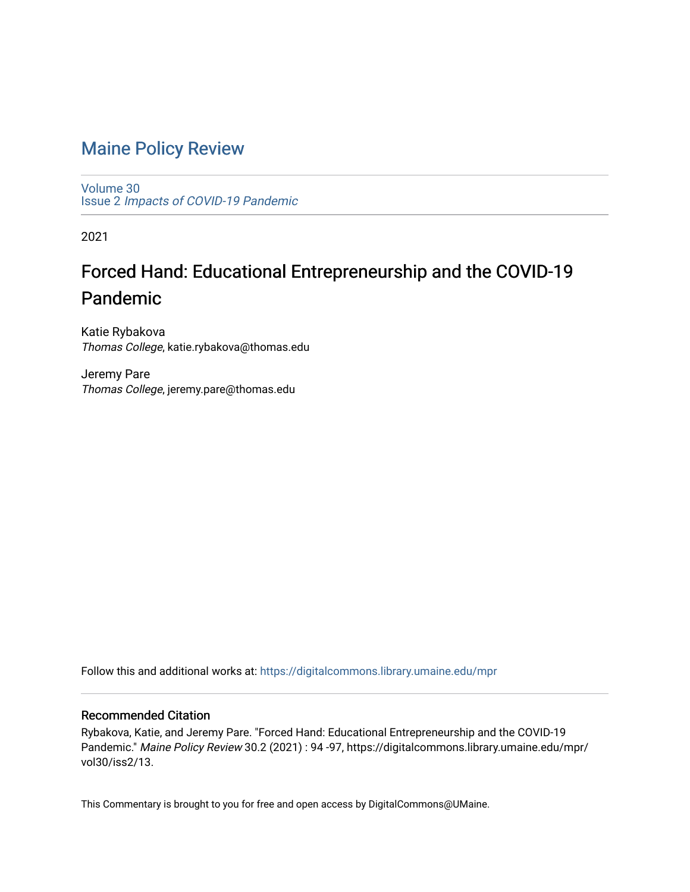# Maine Policy Review

Volume 30
Issue 2 *Impacts of COVID-19 Pandemic*

2021

## Forced Hand: Educational Entrepreneurship and the COVID-19 Pandemic

Katie Rybakova
*Thomas College*, katie.rybakova@thomas.edu

Jeremy Pare
*Thomas College*, jeremy.pare@thomas.edu

Follow this and additional works at: https://digitalcommons.library.umaine.edu/mpr

### Recommended Citation

Rybakova, Katie, and Jeremy Pare. "Forced Hand: Educational Entrepreneurship and the COVID-19 Pandemic." *Maine Policy Review* 30.2 (2021) : 94 -97, https://digitalcommons.library.umaine.edu/mpr/vol30/iss2/13.

This Commentary is brought to you for free and open access by DigitalCommons@UMaine.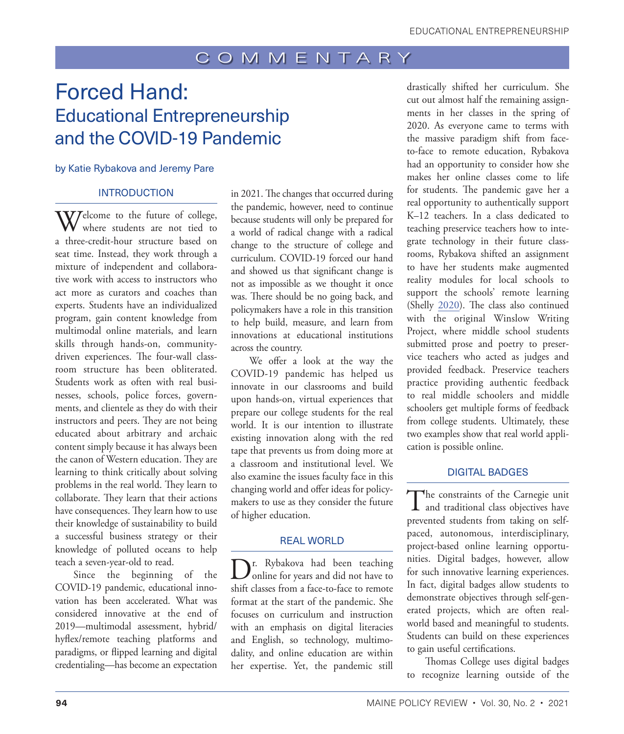COMMENTARY

# Forced Hand: Educational Entrepreneurship and the COVID-19 Pandemic

by Katie Rybakova and Jeremy Pare

## INTRODUCTION

Welcome to the future of college, where students are not tied to a three-credit-hour structure based on seat time. Instead, they work through a mixture of independent and collaborative work with access to instructors who act more as curators and coaches than experts. Students have an individualized program, gain content knowledge from multimodal online materials, and learn skills through hands-on, community-driven experiences. The four-wall classroom structure has been obliterated. Students work as often with real businesses, schools, police forces, governments, and clientele as they do with their instructors and peers. They are not being educated about arbitrary and archaic content simply because it has always been the canon of Western education. They are learning to think critically about solving problems in the real world. They learn to collaborate. They learn that their actions have consequences. They learn how to use their knowledge of sustainability to build a successful business strategy or their knowledge of polluted oceans to help teach a seven-year-old to read.

Since the beginning of the COVID-19 pandemic, educational innovation has been accelerated. What was considered innovative at the end of 2019—multimodal assessment, hybrid/hyflex/remote teaching platforms and paradigms, or flipped learning and digital credentialing—has become an expectation in 2021. The changes that occurred during the pandemic, however, need to continue because students will only be prepared for a world of radical change with a radical change to the structure of college and curriculum. COVID-19 forced our hand and showed us that significant change is not as impossible as we thought it once was. There should be no going back, and policymakers have a role in this transition to help build, measure, and learn from innovations at educational institutions across the country.

We offer a look at the way the COVID-19 pandemic has helped us innovate in our classrooms and build upon hands-on, virtual experiences that prepare our college students for the real world. It is our intention to illustrate existing innovation along with the red tape that prevents us from doing more at a classroom and institutional level. We also examine the issues faculty face in this changing world and offer ideas for policymakers to use as they consider the future of higher education.

## REAL WORLD

Dr. Rybakova had been teaching online for years and did not have to shift classes from a face-to-face to remote format at the start of the pandemic. She focuses on curriculum and instruction with an emphasis on digital literacies and English, so technology, multimodality, and online education are within her expertise. Yet, the pandemic still drastically shifted her curriculum. She cut out almost half the remaining assignments in her classes in the spring of 2020. As everyone came to terms with the massive paradigm shift from face-to-face to remote education, Rybakova had an opportunity to consider how she makes her online classes come to life for students. The pandemic gave her a real opportunity to authentically support K–12 teachers. In a class dedicated to teaching preservice teachers how to integrate technology in their future classrooms, Rybakova shifted an assignment to have her students make augmented reality modules for local schools to support the schools' remote learning (Shelly 2020). The class also continued with the original Winslow Writing Project, where middle school students submitted prose and poetry to preservice teachers who acted as judges and provided feedback. Preservice teachers practice providing authentic feedback to real middle schoolers and middle schoolers get multiple forms of feedback from college students. Ultimately, these two examples show that real world application is possible online.

## DIGITAL BADGES

The constraints of the Carnegie unit and traditional class objectives have prevented students from taking on self-paced, autonomous, interdisciplinary, project-based online learning opportunities. Digital badges, however, allow for such innovative learning experiences. In fact, digital badges allow students to demonstrate objectives through self-generated projects, which are often real-world based and meaningful to students. Students can build on these experiences to gain useful certifications.

Thomas College uses digital badges to recognize learning outside of the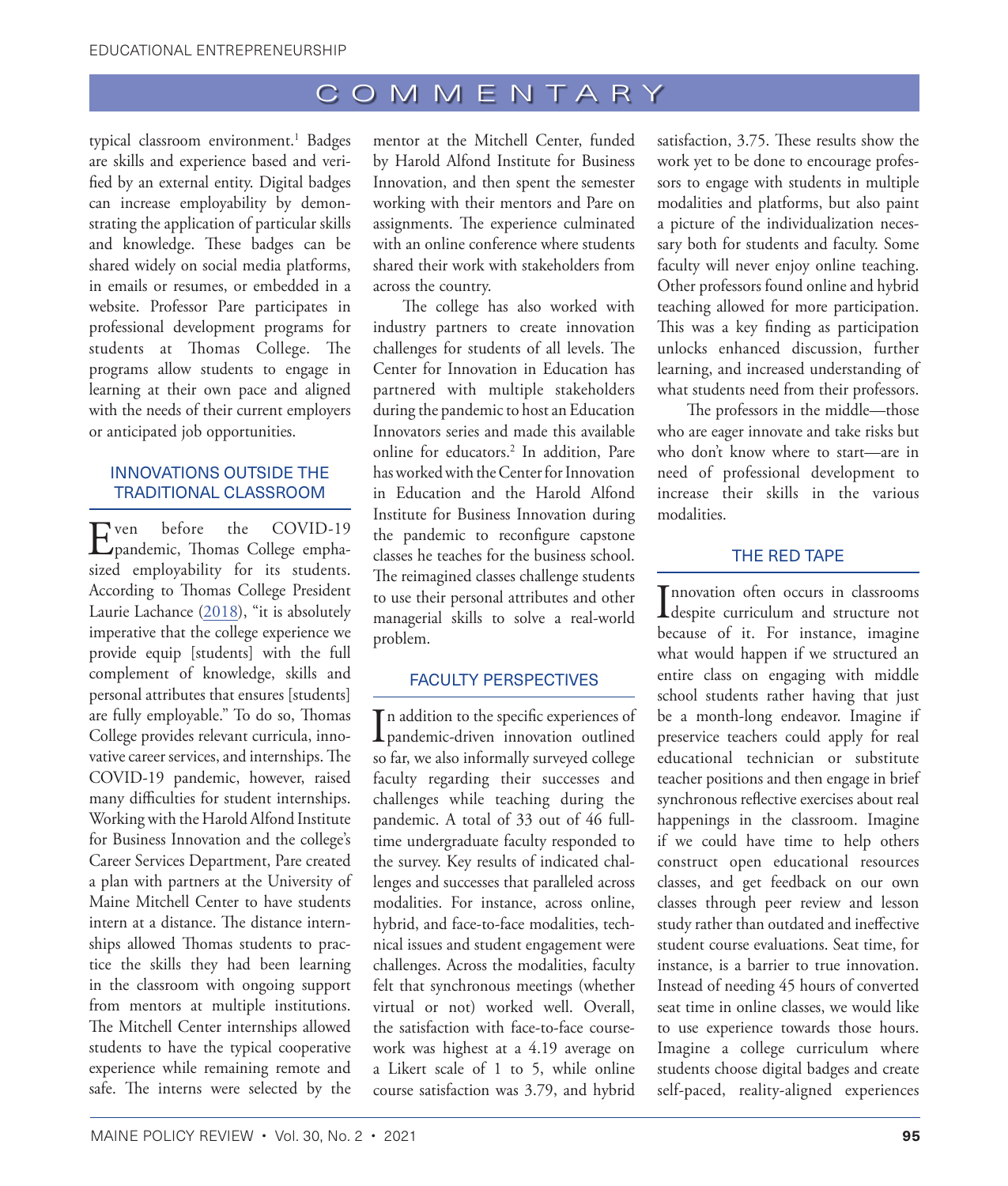typical classroom environment.[1] Badges are skills and experience based and verified by an external entity. Digital badges can increase employability by demonstrating the application of particular skills and knowledge. These badges can be shared widely on social media platforms, in emails or resumes, or embedded in a website. Professor Pare participates in professional development programs for students at Thomas College. The programs allow students to engage in learning at their own pace and aligned with the needs of their current employers or anticipated job opportunities.

## INNOVATIONS OUTSIDE THE TRADITIONAL CLASSROOM

Even before the COVID-19 pandemic, Thomas College emphasized employability for its students. According to Thomas College President Laurie Lachance (2018), "it is absolutely imperative that the college experience we provide equip [students] with the full complement of knowledge, skills and personal attributes that ensures [students] are fully employable." To do so, Thomas College provides relevant curricula, innovative career services, and internships. The COVID-19 pandemic, however, raised many difficulties for student internships. Working with the Harold Alfond Institute for Business Innovation and the college's Career Services Department, Pare created a plan with partners at the University of Maine Mitchell Center to have students intern at a distance. The distance internships allowed Thomas students to practice the skills they had been learning in the classroom with ongoing support from mentors at multiple institutions. The Mitchell Center internships allowed students to have the typical cooperative experience while remaining remote and safe. The interns were selected by the mentor at the Mitchell Center, funded by Harold Alfond Institute for Business Innovation, and then spent the semester working with their mentors and Pare on assignments. The experience culminated with an online conference where students shared their work with stakeholders from across the country.

The college has also worked with industry partners to create innovation challenges for students of all levels. The Center for Innovation in Education has partnered with multiple stakeholders during the pandemic to host an Education Innovators series and made this available online for educators.[2] In addition, Pare has worked with the Center for Innovation in Education and the Harold Alfond Institute for Business Innovation during the pandemic to reconfigure capstone classes he teaches for the business school. The reimagined classes challenge students to use their personal attributes and other managerial skills to solve a real-world problem.

## FACULTY PERSPECTIVES

In addition to the specific experiences of pandemic-driven innovation outlined so far, we also informally surveyed college faculty regarding their successes and challenges while teaching during the pandemic. A total of 33 out of 46 full-time undergraduate faculty responded to the survey. Key results of indicated challenges and successes that paralleled across modalities. For instance, across online, hybrid, and face-to-face modalities, technical issues and student engagement were challenges. Across the modalities, faculty felt that synchronous meetings (whether virtual or not) worked well. Overall, the satisfaction with face-to-face coursework was highest at a 4.19 average on a Likert scale of 1 to 5, while online course satisfaction was 3.79, and hybrid satisfaction, 3.75. These results show the work yet to be done to encourage professors to engage with students in multiple modalities and platforms, but also paint a picture of the individualization necessary both for students and faculty. Some faculty will never enjoy online teaching. Other professors found online and hybrid teaching allowed for more participation. This was a key finding as participation unlocks enhanced discussion, further learning, and increased understanding of what students need from their professors.

The professors in the middle—those who are eager innovate and take risks but who don't know where to start—are in need of professional development to increase their skills in the various modalities.

## THE RED TAPE

Innovation often occurs in classrooms despite curriculum and structure not because of it. For instance, imagine what would happen if we structured an entire class on engaging with middle school students rather having that just be a month-long endeavor. Imagine if preservice teachers could apply for real educational technician or substitute teacher positions and then engage in brief synchronous reflective exercises about real happenings in the classroom. Imagine if we could have time to help others construct open educational resources classes, and get feedback on our own classes through peer review and lesson study rather than outdated and ineffective student course evaluations. Seat time, for instance, is a barrier to true innovation. Instead of needing 45 hours of converted seat time in online classes, we would like to use experience towards those hours. Imagine a college curriculum where students choose digital badges and create self-paced, reality-aligned experiences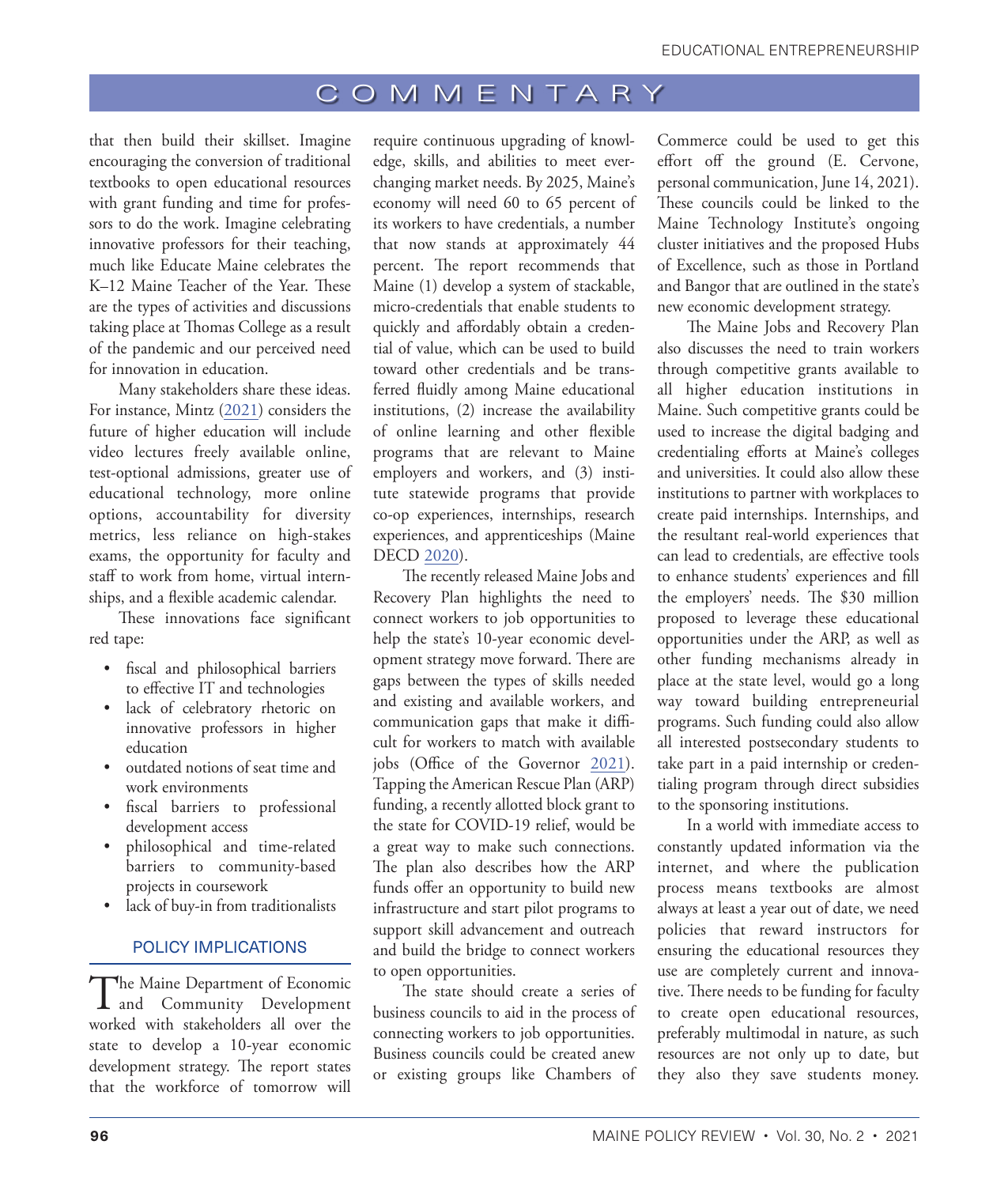that then build their skillset. Imagine encouraging the conversion of traditional textbooks to open educational resources with grant funding and time for professors to do the work. Imagine celebrating innovative professors for their teaching, much like Educate Maine celebrates the K–12 Maine Teacher of the Year. These are the types of activities and discussions taking place at Thomas College as a result of the pandemic and our perceived need for innovation in education.

Many stakeholders share these ideas. For instance, Mintz (2021) considers the future of higher education will include video lectures freely available online, test-optional admissions, greater use of educational technology, more online options, accountability for diversity metrics, less reliance on high-stakes exams, the opportunity for faculty and staff to work from home, virtual internships, and a flexible academic calendar.

These innovations face significant red tape:

- fiscal and philosophical barriers to effective IT and technologies
- lack of celebratory rhetoric on innovative professors in higher education
- outdated notions of seat time and work environments
- fiscal barriers to professional development access
- philosophical and time-related barriers to community-based projects in coursework
- lack of buy-in from traditionalists

## POLICY IMPLICATIONS

The Maine Department of Economic and Community Development worked with stakeholders all over the state to develop a 10-year economic development strategy. The report states that the workforce of tomorrow will require continuous upgrading of knowledge, skills, and abilities to meet ever-changing market needs. By 2025, Maine's economy will need 60 to 65 percent of its workers to have credentials, a number that now stands at approximately 44 percent. The report recommends that Maine (1) develop a system of stackable, micro-credentials that enable students to quickly and affordably obtain a credential of value, which can be used to build toward other credentials and be transferred fluidly among Maine educational institutions, (2) increase the availability of online learning and other flexible programs that are relevant to Maine employers and workers, and (3) institute statewide programs that provide co-op experiences, internships, research experiences, and apprenticeships (Maine DECD 2020).

The recently released Maine Jobs and Recovery Plan highlights the need to connect workers to job opportunities to help the state's 10-year economic development strategy move forward. There are gaps between the types of skills needed and existing and available workers, and communication gaps that make it difficult for workers to match with available jobs (Office of the Governor 2021). Tapping the American Rescue Plan (ARP) funding, a recently allotted block grant to the state for COVID-19 relief, would be a great way to make such connections. The plan also describes how the ARP funds offer an opportunity to build new infrastructure and start pilot programs to support skill advancement and outreach and build the bridge to connect workers to open opportunities.

The state should create a series of business councils to aid in the process of connecting workers to job opportunities. Business councils could be created anew or existing groups like Chambers of Commerce could be used to get this effort off the ground (E. Cervone, personal communication, June 14, 2021). These councils could be linked to the Maine Technology Institute's ongoing cluster initiatives and the proposed Hubs of Excellence, such as those in Portland and Bangor that are outlined in the state's new economic development strategy.

The Maine Jobs and Recovery Plan also discusses the need to train workers through competitive grants available to all higher education institutions in Maine. Such competitive grants could be used to increase the digital badging and credentialing efforts at Maine's colleges and universities. It could also allow these institutions to partner with workplaces to create paid internships. Internships, and the resultant real-world experiences that can lead to credentials, are effective tools to enhance students' experiences and fill the employers' needs. The $30 million proposed to leverage these educational opportunities under the ARP, as well as other funding mechanisms already in place at the state level, would go a long way toward building entrepreneurial programs. Such funding could also allow all interested postsecondary students to take part in a paid internship or credentialing program through direct subsidies to the sponsoring institutions.

In a world with immediate access to constantly updated information via the internet, and where the publication process means textbooks are almost always at least a year out of date, we need policies that reward instructors for ensuring the educational resources they use are completely current and innovative. There needs to be funding for faculty to create open educational resources, preferably multimodal in nature, as such resources are not only up to date, but they also they save students money.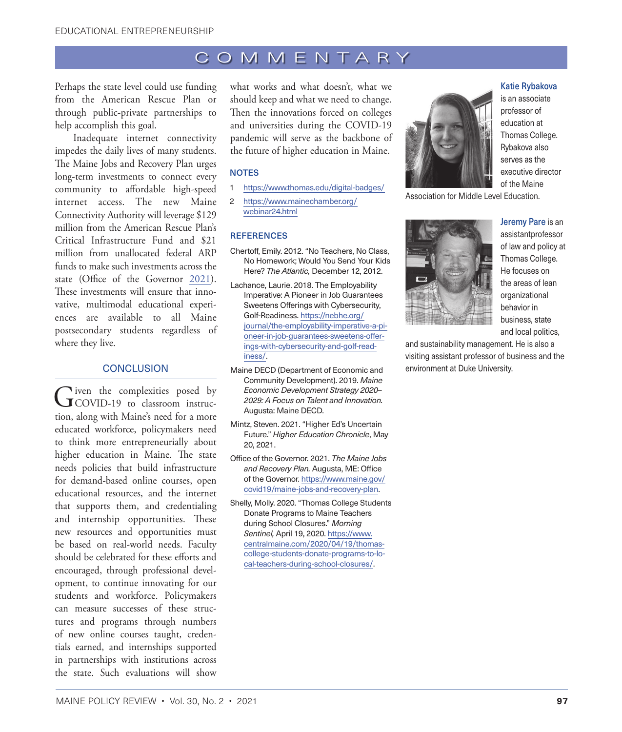Perhaps the state level could use funding from the American Rescue Plan or through public-private partnerships to help accomplish this goal.

Inadequate internet connectivity impedes the daily lives of many students. The Maine Jobs and Recovery Plan urges long-term investments to connect every community to affordable high-speed internet access. The new Maine Connectivity Authority will leverage $129 million from the American Rescue Plan's Critical Infrastructure Fund and $21 million from unallocated federal ARP funds to make such investments across the state (Office of the Governor 2021). These investments will ensure that innovative, multimodal educational experiences are available to all Maine postsecondary students regardless of where they live.

## CONCLUSION

Given the complexities posed by COVID-19 to classroom instruction, along with Maine's need for a more educated workforce, policymakers need to think more entrepreneurially about higher education in Maine. The state needs policies that build infrastructure for demand-based online courses, open educational resources, and the internet that supports them, and credentialing and internship opportunities. These new resources and opportunities must be based on real-world needs. Faculty should be celebrated for these efforts and encouraged, through professional development, to continue innovating for our students and workforce. Policymakers can measure successes of these structures and programs through numbers of new online courses taught, credentials earned, and internships supported in partnerships with institutions across the state. Such evaluations will show what works and what doesn't, what we should keep and what we need to change. Then the innovations forced on colleges and universities during the COVID-19 pandemic will serve as the backbone of the future of higher education in Maine.

## NOTES

1. https://www.thomas.edu/digital-badges/
2. https://www.mainechamber.org/webinar24.html

## REFERENCES

Chertoff, Emily. 2012. "No Teachers, No Class, No Homework; Would You Send Your Kids Here? *The Atlantic,* December 12, 2012.

Lachance, Laurie. 2018. The Employability Imperative: A Pioneer in Job Guarantees Sweetens Offerings with Cybersecurity, Golf-Readiness. https://nebhe.org/journal/the-employability-imperative-a-pioneer-in-job-guarantees-sweetens-offerings-with-cybersecurity-and-golf-readiness/.

Maine DECD (Department of Economic and Community Development). 2019. *Maine Economic Development Strategy 2020–2029: A Focus on Talent and Innovation.* Augusta: Maine DECD.

Mintz, Steven. 2021. "Higher Ed's Uncertain Future." *Higher Education Chronicle*, May 20, 2021.

Office of the Governor. 2021. *The Maine Jobs and Recovery Plan.* Augusta, ME: Office of the Governor. https://www.maine.gov/covid19/maine-jobs-and-recovery-plan.

Shelly, Molly. 2020. "Thomas College Students Donate Programs to Maine Teachers during School Closures." *Morning Sentinel,* April 19, 2020. https://www.centralmaine.com/2020/04/19/thomas-college-students-donate-programs-to-local-teachers-during-school-closures/.

**Katie Rybakova** is an associate professor of education at Thomas College. Rybakova also serves as the executive director of the Maine Association for Middle Level Education.

**Jeremy Pare** is an assistantprofessor of law and policy at Thomas College. He focuses on the areas of lean organizational behavior in business, state and local politics, and sustainability management. He is also a visiting assistant professor of business and the environment at Duke University.